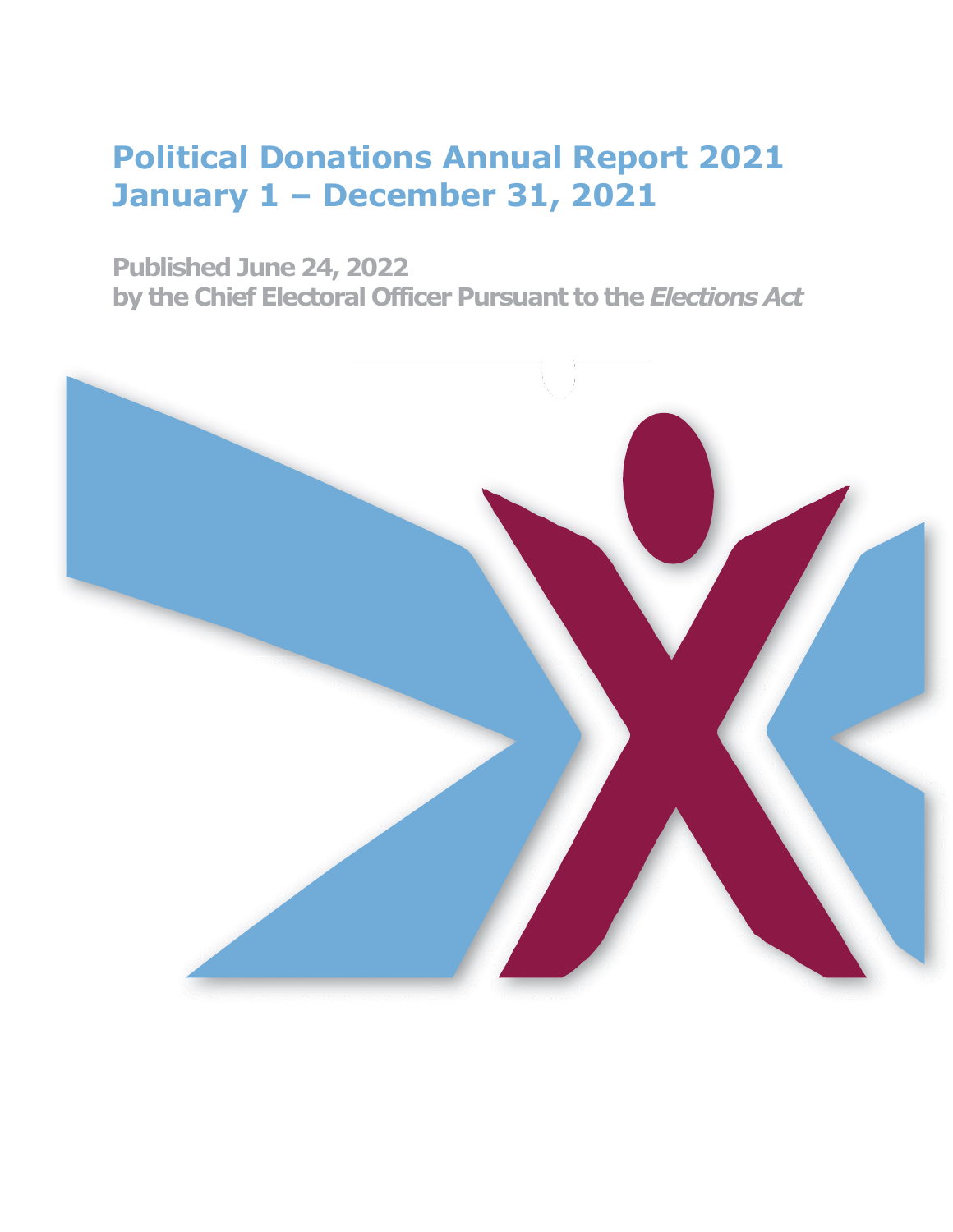# Political Donations Annual Report 2021
# January 1 – December 31, 2021

**Published June 24, 2022**
**by the Chief Electoral Officer Pursuant to the *Elections Act***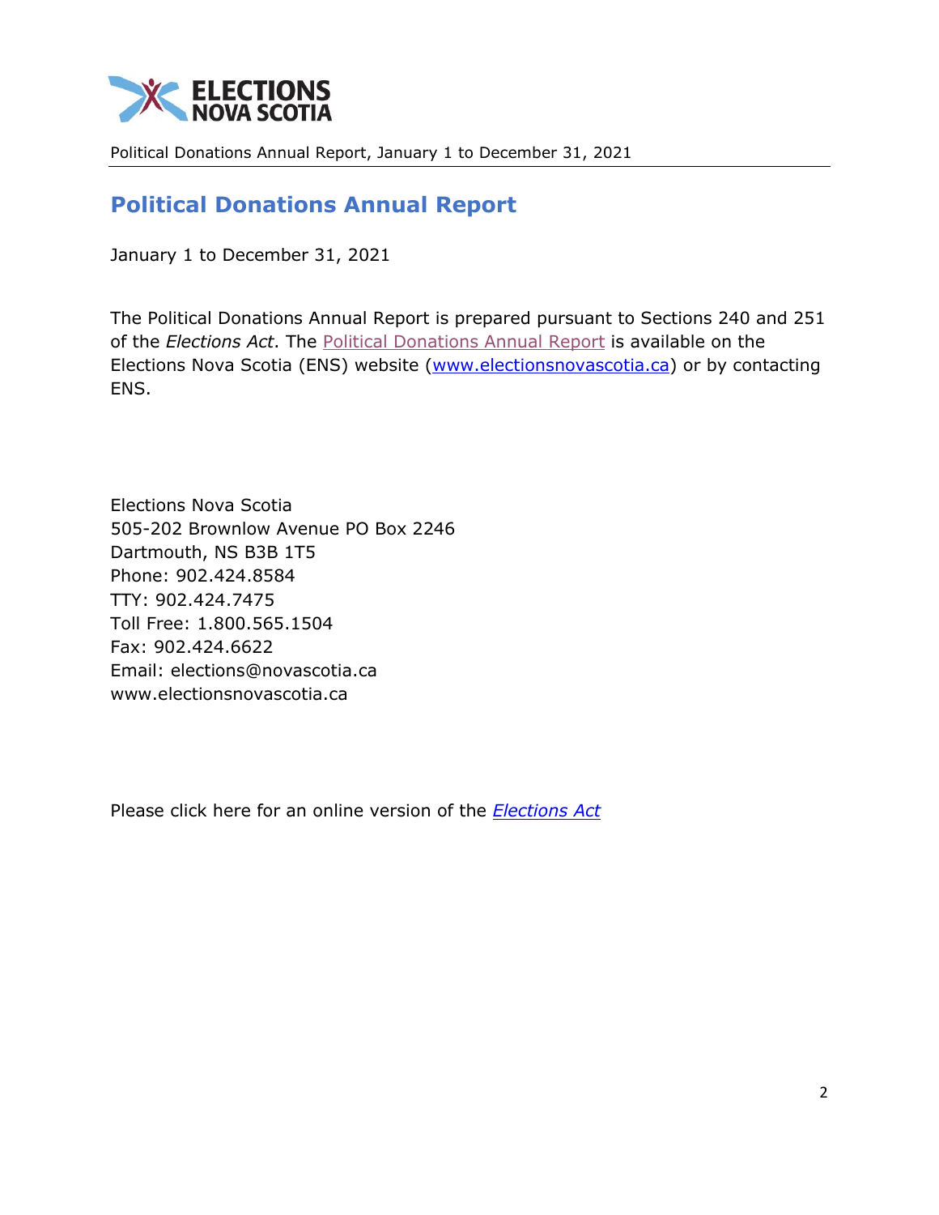# Political Donations Annual Report

January 1 to December 31, 2021

The Political Donations Annual Report is prepared pursuant to Sections 240 and 251 of the *Elections Act*. The Political Donations Annual Report is available on the Elections Nova Scotia (ENS) website (www.electionsnovascotia.ca) or by contacting ENS.

Elections Nova Scotia
505-202 Brownlow Avenue PO Box 2246
Dartmouth, NS B3B 1T5
Phone: 902.424.8584
TTY: 902.424.7475
Toll Free: 1.800.565.1504
Fax: 902.424.6622
Email: elections@novascotia.ca
www.electionsnovascotia.ca

Please click here for an online version of the *Elections Act*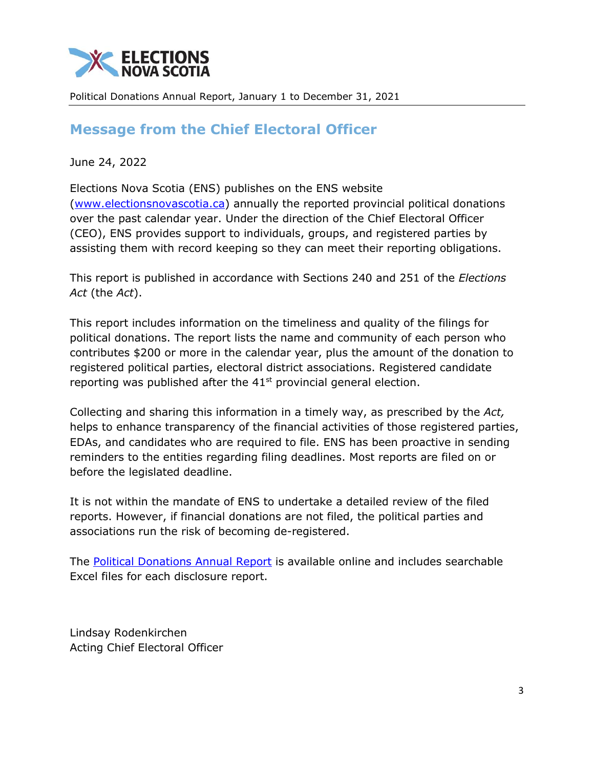## Message from the Chief Electoral Officer

June 24, 2022

Elections Nova Scotia (ENS) publishes on the ENS website (www.electionsnovascotia.ca) annually the reported provincial political donations over the past calendar year. Under the direction of the Chief Electoral Officer (CEO), ENS provides support to individuals, groups, and registered parties by assisting them with record keeping so they can meet their reporting obligations.

This report is published in accordance with Sections 240 and 251 of the *Elections Act* (the *Act*).

This report includes information on the timeliness and quality of the filings for political donations. The report lists the name and community of each person who contributes $200 or more in the calendar year, plus the amount of the donation to registered political parties, electoral district associations. Registered candidate reporting was published after the 41st provincial general election.

Collecting and sharing this information in a timely way, as prescribed by the *Act,* helps to enhance transparency of the financial activities of those registered parties, EDAs, and candidates who are required to file. ENS has been proactive in sending reminders to the entities regarding filing deadlines. Most reports are filed on or before the legislated deadline.

It is not within the mandate of ENS to undertake a detailed review of the filed reports. However, if financial donations are not filed, the political parties and associations run the risk of becoming de-registered.

The Political Donations Annual Report is available online and includes searchable Excel files for each disclosure report.

Lindsay Rodenkirchen
Acting Chief Electoral Officer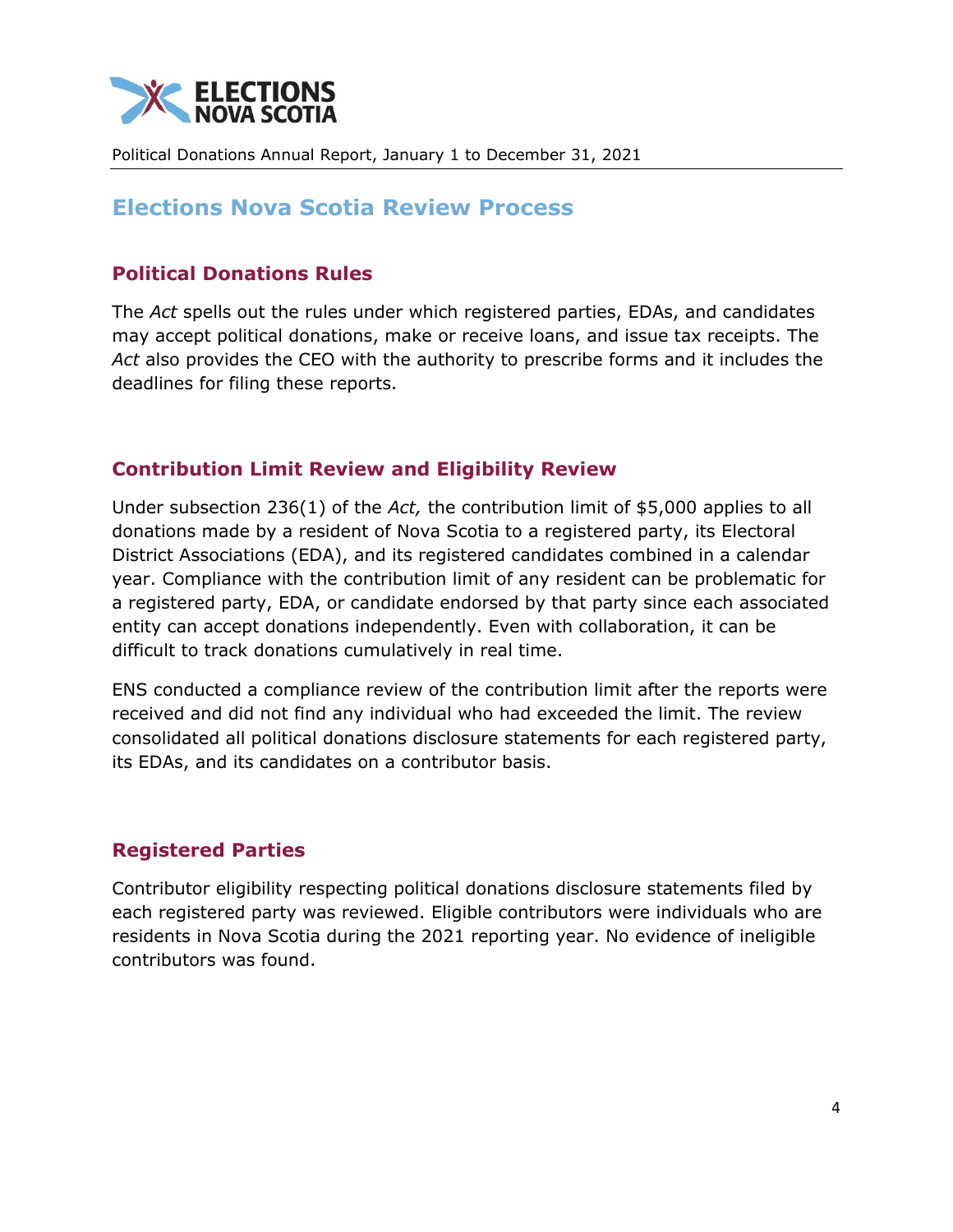## Elections Nova Scotia Review Process

### Political Donations Rules

The *Act* spells out the rules under which registered parties, EDAs, and candidates may accept political donations, make or receive loans, and issue tax receipts. The *Act* also provides the CEO with the authority to prescribe forms and it includes the deadlines for filing these reports.

### Contribution Limit Review and Eligibility Review

Under subsection 236(1) of the *Act,* the contribution limit of $5,000 applies to all donations made by a resident of Nova Scotia to a registered party, its Electoral District Associations (EDA), and its registered candidates combined in a calendar year. Compliance with the contribution limit of any resident can be problematic for a registered party, EDA, or candidate endorsed by that party since each associated entity can accept donations independently. Even with collaboration, it can be difficult to track donations cumulatively in real time.

ENS conducted a compliance review of the contribution limit after the reports were received and did not find any individual who had exceeded the limit. The review consolidated all political donations disclosure statements for each registered party, its EDAs, and its candidates on a contributor basis.

### Registered Parties

Contributor eligibility respecting political donations disclosure statements filed by each registered party was reviewed. Eligible contributors were individuals who are residents in Nova Scotia during the 2021 reporting year. No evidence of ineligible contributors was found.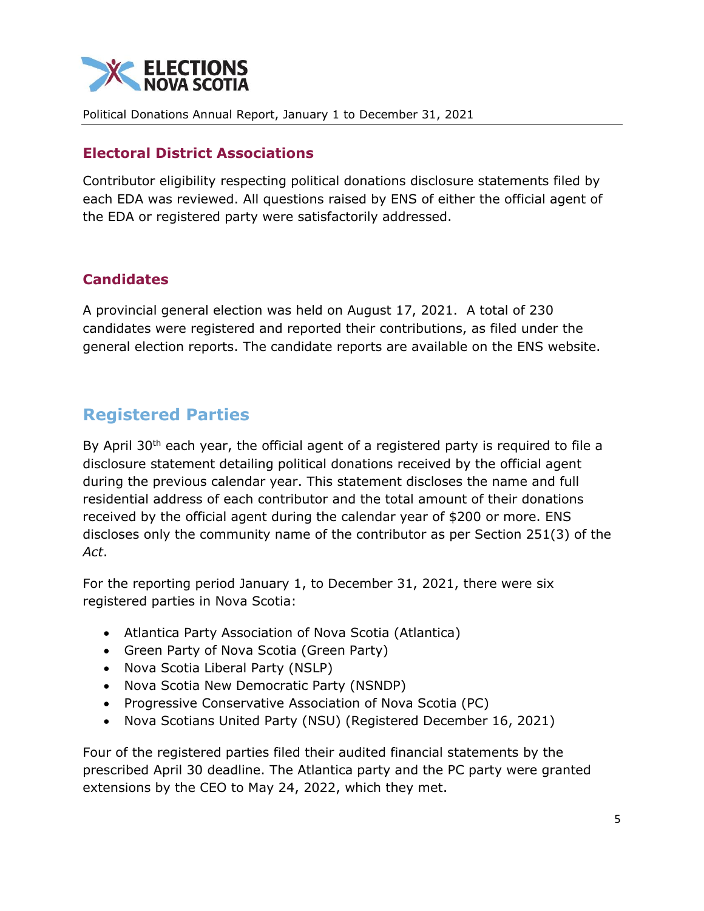## Electoral District Associations

Contributor eligibility respecting political donations disclosure statements filed by each EDA was reviewed. All questions raised by ENS of either the official agent of the EDA or registered party were satisfactorily addressed.

## Candidates

A provincial general election was held on August 17, 2021. A total of 230 candidates were registered and reported their contributions, as filed under the general election reports. The candidate reports are available on the ENS website.

# Registered Parties

By April 30th each year, the official agent of a registered party is required to file a disclosure statement detailing political donations received by the official agent during the previous calendar year. This statement discloses the name and full residential address of each contributor and the total amount of their donations received by the official agent during the calendar year of $200 or more. ENS discloses only the community name of the contributor as per Section 251(3) of the *Act*.

For the reporting period January 1, to December 31, 2021, there were six registered parties in Nova Scotia:

- Atlantica Party Association of Nova Scotia (Atlantica)
- Green Party of Nova Scotia (Green Party)
- Nova Scotia Liberal Party (NSLP)
- Nova Scotia New Democratic Party (NSNDP)
- Progressive Conservative Association of Nova Scotia (PC)
- Nova Scotians United Party (NSU) (Registered December 16, 2021)

Four of the registered parties filed their audited financial statements by the prescribed April 30 deadline. The Atlantica party and the PC party were granted extensions by the CEO to May 24, 2022, which they met.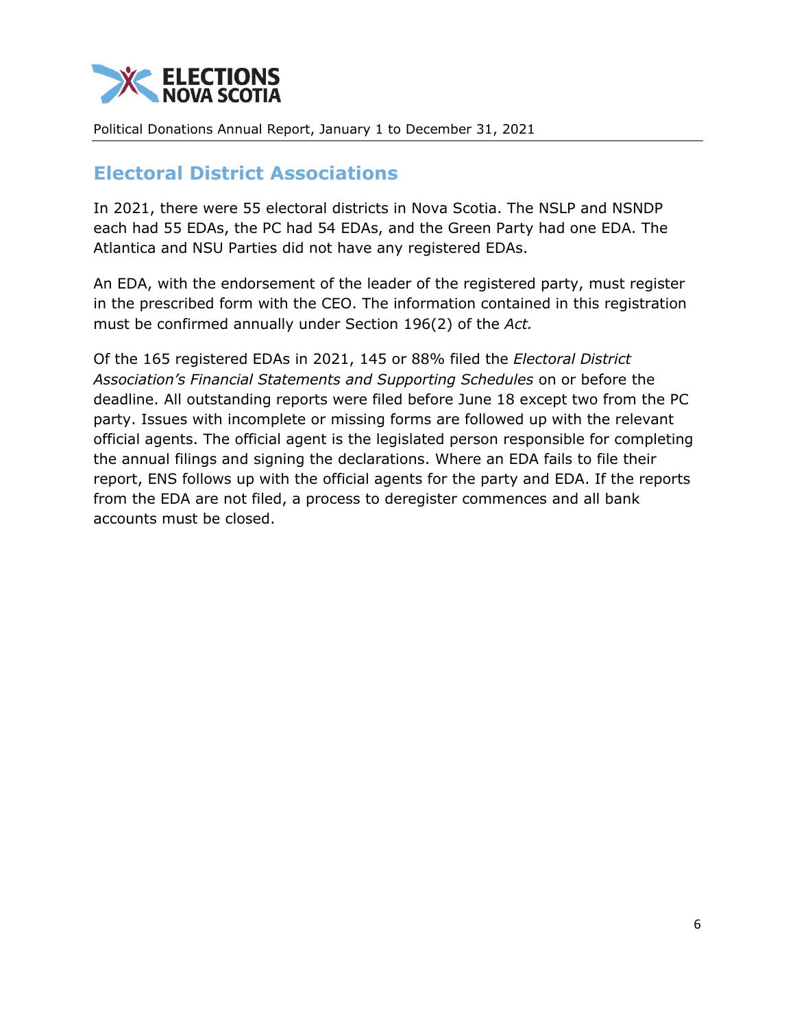## Electoral District Associations

In 2021, there were 55 electoral districts in Nova Scotia. The NSLP and NSNDP each had 55 EDAs, the PC had 54 EDAs, and the Green Party had one EDA. The Atlantica and NSU Parties did not have any registered EDAs.

An EDA, with the endorsement of the leader of the registered party, must register in the prescribed form with the CEO. The information contained in this registration must be confirmed annually under Section 196(2) of the *Act.*

Of the 165 registered EDAs in 2021, 145 or 88% filed the *Electoral District Association's Financial Statements and Supporting Schedules* on or before the deadline. All outstanding reports were filed before June 18 except two from the PC party. Issues with incomplete or missing forms are followed up with the relevant official agents. The official agent is the legislated person responsible for completing the annual filings and signing the declarations. Where an EDA fails to file their report, ENS follows up with the official agents for the party and EDA. If the reports from the EDA are not filed, a process to deregister commences and all bank accounts must be closed.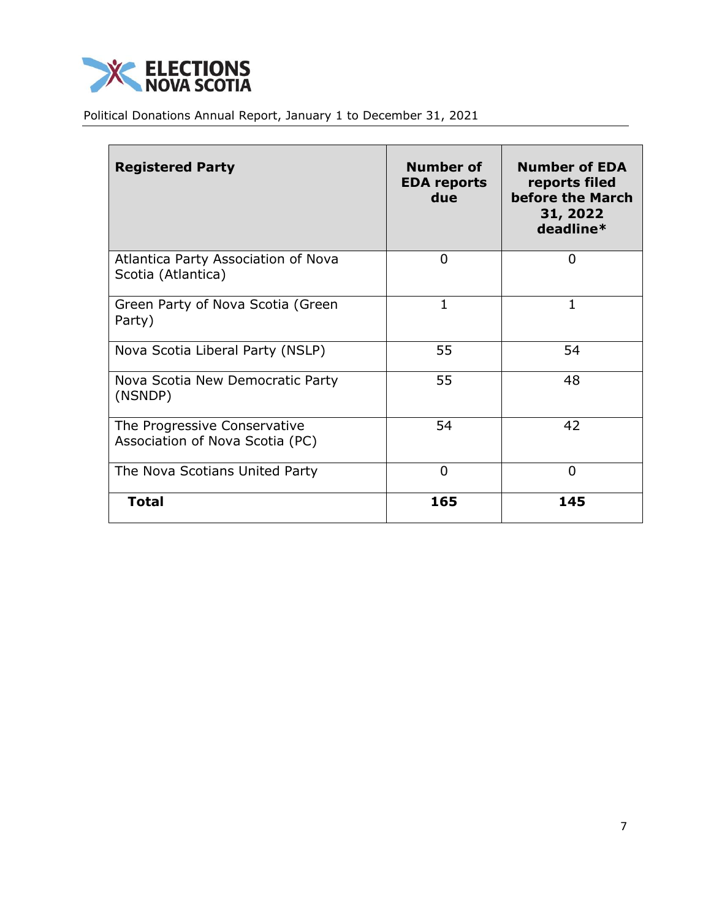| Registered Party | Number of EDA reports due | Number of EDA reports filed before the March 31, 2022 deadline* |
| --- | --- | --- |
| Atlantica Party Association of Nova Scotia (Atlantica) | 0 | 0 |
| Green Party of Nova Scotia (Green Party) | 1 | 1 |
| Nova Scotia Liberal Party (NSLP) | 55 | 54 |
| Nova Scotia New Democratic Party (NSNDP) | 55 | 48 |
| The Progressive Conservative Association of Nova Scotia (PC) | 54 | 42 |
| The Nova Scotians United Party | 0 | 0 |
| **Total** | **165** | **145** |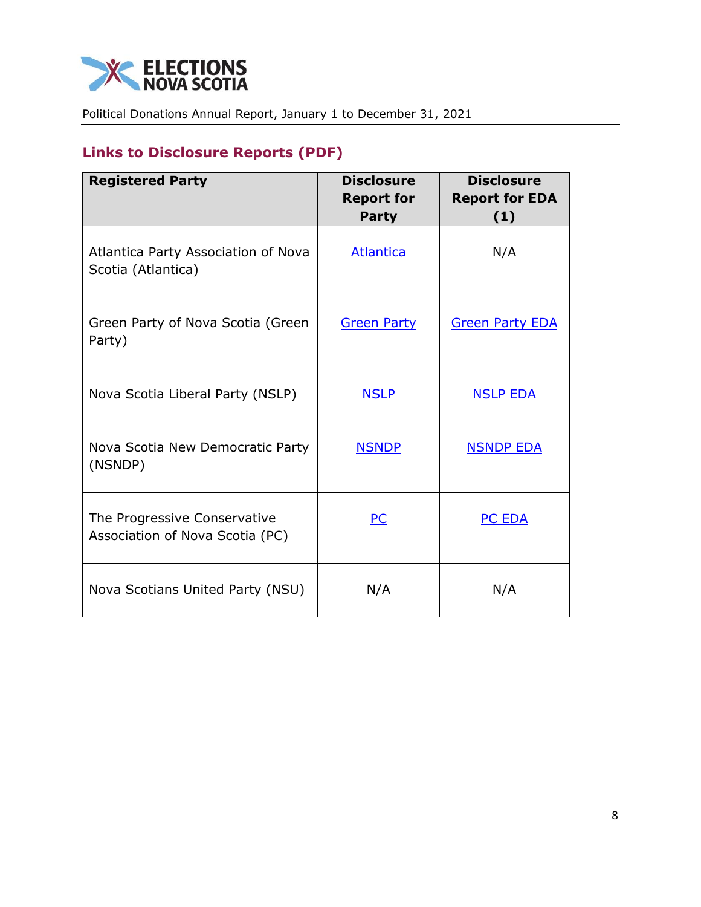## Links to Disclosure Reports (PDF)

| Registered Party | Disclosure Report for Party | Disclosure Report for EDA (1) |
|---|---|---|
| Atlantica Party Association of Nova Scotia (Atlantica) | Atlantica | N/A |
| Green Party of Nova Scotia (Green Party) | Green Party | Green Party EDA |
| Nova Scotia Liberal Party (NSLP) | NSLP | NSLP EDA |
| Nova Scotia New Democratic Party (NSNDP) | NSNDP | NSNDP EDA |
| The Progressive Conservative Association of Nova Scotia (PC) | PC | PC EDA |
| Nova Scotians United Party (NSU) | N/A | N/A |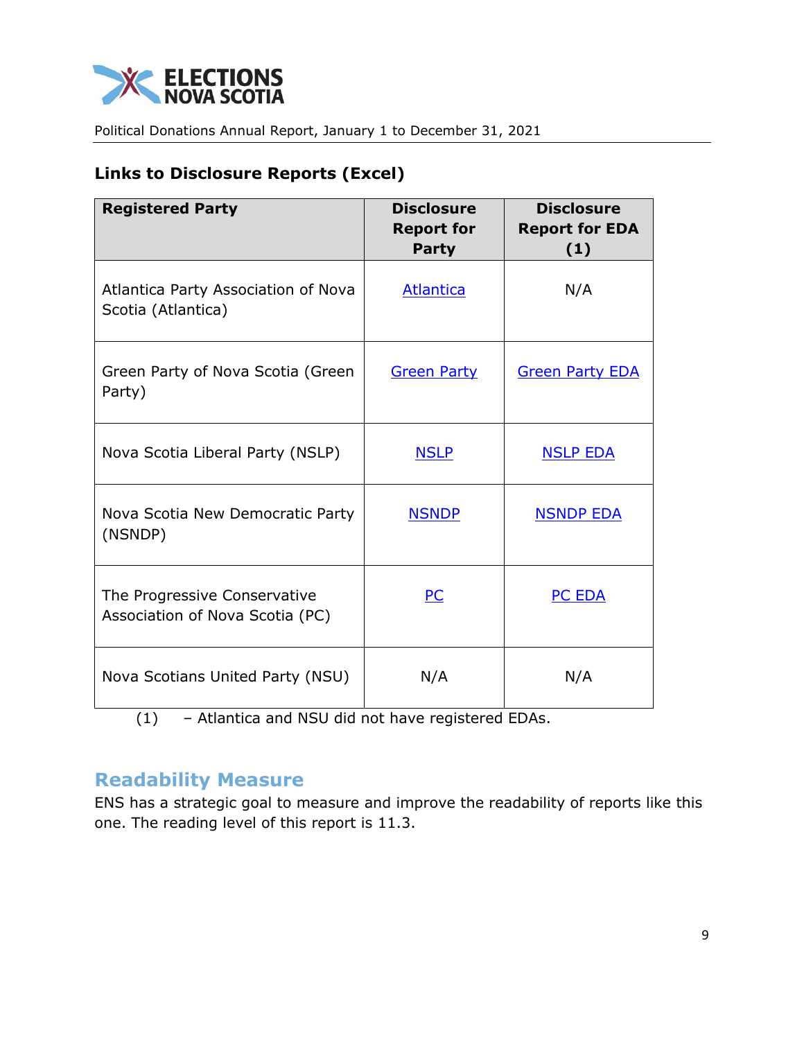## Links to Disclosure Reports (Excel)

| Registered Party | Disclosure Report for Party | Disclosure Report for EDA (1) |
|---|---|---|
| Atlantica Party Association of Nova Scotia (Atlantica) | Atlantica | N/A |
| Green Party of Nova Scotia (Green Party) | Green Party | Green Party EDA |
| Nova Scotia Liberal Party (NSLP) | NSLP | NSLP EDA |
| Nova Scotia New Democratic Party (NSNDP) | NSNDP | NSNDP EDA |
| The Progressive Conservative Association of Nova Scotia (PC) | PC | PC EDA |
| Nova Scotians United Party (NSU) | N/A | N/A |

(1) – Atlantica and NSU did not have registered EDAs.

## Readability Measure

ENS has a strategic goal to measure and improve the readability of reports like this one. The reading level of this report is 11.3.